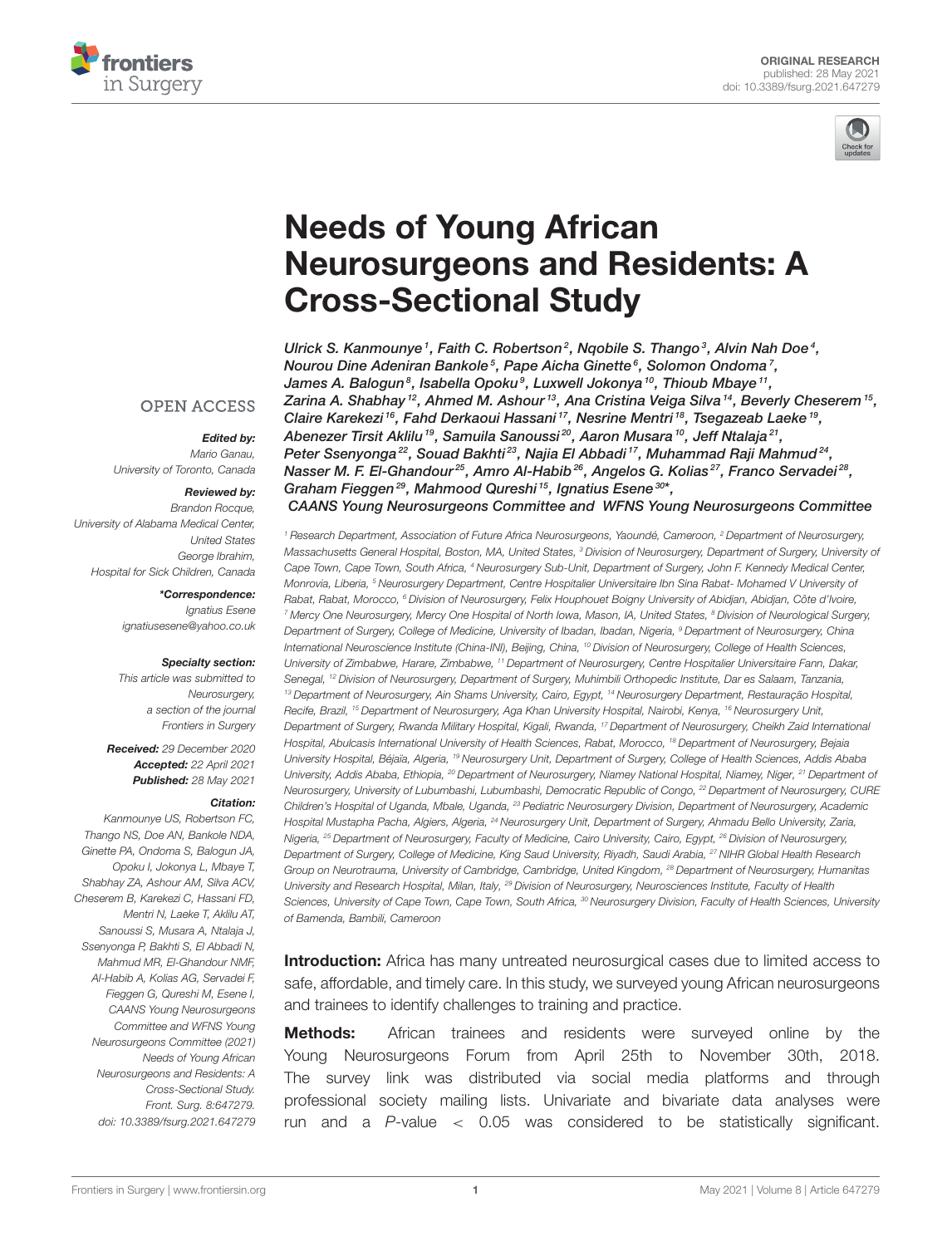ORIGINAL RESEARCH
published: 28 May 2021
doi: 10.3389/fsurg.2021.647279

# Needs of Young African Neurosurgeons and Residents: A Cross-Sectional Study

Ulrick S. Kanmounye[1], Faith C. Robertson[2], Nqobile S. Thango[3], Alvin Nah Doe[4], Nourou Dine Adeniran Bankole[5], Pape Aicha Ginette[6], Solomon Ondoma[7], James A. Balogun[8], Isabella Opoku[9], Luxwell Jokonya[10], Thioub Mbaye[11], Zarina A. Shabhay[12], Ahmed M. Ashour[13], Ana Cristina Veiga Silva[14], Beverly Cheserem[15], Claire Karekezi[16], Fahd Derkaoui Hassani[17], Nesrine Mentri[18], Tsegazeab Laeke[19], Abenezer Tirsit Aklilu[19], Samuila Sanoussi[20], Aaron Musara[10], Jeff Ntalaja[21], Peter Ssenyonga[22], Souad Bakhti[23], Najia El Abbadi[17], Muhammad Raji Mahmud[24], Nasser M. F. El-Ghandour[25], Amro Al-Habib[26], Angelos G. Kolias[27], Franco Servadei[28], Graham Fieggen[29], Mahmood Qureshi[15], Ignatius Esene[30]*, CAANS Young Neurosurgeons Committee and WFNS Young Neurosurgeons Committee

[1] Research Department, Association of Future Africa Neurosurgeons, Yaoundé, Cameroon, [2] Department of Neurosurgery, Massachusetts General Hospital, Boston, MA, United States, [3] Division of Neurosurgery, Department of Surgery, University of Cape Town, Cape Town, South Africa, [4] Neurosurgery Sub-Unit, Department of Surgery, John F. Kennedy Medical Center, Monrovia, Liberia, [5] Neurosurgery Department, Centre Hospitalier Universitaire Ibn Sina Rabat- Mohamed V University of Rabat, Rabat, Morocco, [6] Division of Neurosurgery, Felix Houphouet Boigny University of Abidjan, Abidjan, Côte d'Ivoire, [7] Mercy One Neurosurgery, Mercy One Hospital of North Iowa, Mason, IA, United States, [8] Division of Neurological Surgery, Department of Surgery, College of Medicine, University of Ibadan, Ibadan, Nigeria, [9] Department of Neurosurgery, China International Neuroscience Institute (China-INI), Beijing, China, [10] Division of Neurosurgery, College of Health Sciences, University of Zimbabwe, Harare, Zimbabwe, [11] Department of Neurosurgery, Centre Hospitalier Universitaire Fann, Dakar, Senegal, [12] Division of Neurosurgery, Department of Surgery, Muhimbili Orthopedic Institute, Dar es Salaam, Tanzania, [13] Department of Neurosurgery, Ain Shams University, Cairo, Egypt, [14] Neurosurgery Department, Restauração Hospital, Recife, Brazil, [15] Department of Neurosurgery, Aga Khan University Hospital, Nairobi, Kenya, [16] Neurosurgery Unit, Department of Surgery, Rwanda Military Hospital, Kigali, Rwanda, [17] Department of Neurosurgery, Cheikh Zaid International Hospital, Abulcasis International University of Health Sciences, Rabat, Morocco, [18] Department of Neurosurgery, Bejaia University Hospital, Béjaïa, Algeria, [19] Neurosurgery Unit, Department of Surgery, College of Health Sciences, Addis Ababa University, Addis Ababa, Ethiopia, [20] Department of Neurosurgery, Niamey National Hospital, Niamey, Niger, [21] Department of Neurosurgery, University of Lubumbashi, Lubumbashi, Democratic Republic of Congo, [22] Department of Neurosurgery, CURE Children's Hospital of Uganda, Mbale, Uganda, [23] Pediatric Neurosurgery Division, Department of Neurosurgery, Academic Hospital Mustapha Pacha, Algiers, Algeria, [24] Neurosurgery Unit, Department of Surgery, Ahmadu Bello University, Zaria, Nigeria, [25] Department of Neurosurgery, Faculty of Medicine, Cairo University, Cairo, Egypt, [26] Division of Neurosurgery, Department of Surgery, College of Medicine, King Saud University, Riyadh, Saudi Arabia, [27] NIHR Global Health Research Group on Neurotrauma, University of Cambridge, Cambridge, United Kingdom, [28] Department of Neurosurgery, Humanitas University and Research Hospital, Milan, Italy, [29] Division of Neurosurgery, Neurosciences Institute, Faculty of Health Sciences, University of Cape Town, Cape Town, South Africa, [30] Neurosurgery Division, Faculty of Health Sciences, University of Bamenda, Bambili, Cameroon

OPEN ACCESS

*Edited by:*
Mario Ganau,
University of Toronto, Canada

*Reviewed by:*
Brandon Rocque,
University of Alabama Medical Center, United States
George Ibrahim,
Hospital for Sick Children, Canada

***Correspondence:**
Ignatius Esene
ignatiusesene@yahoo.co.uk

***Specialty section:***
This article was submitted to Neurosurgery, a section of the journal Frontiers in Surgery

**Received:** 29 December 2020
**Accepted:** 22 April 2021
**Published:** 28 May 2021

***Citation:***
Kanmounye US, Robertson FC, Thango NS, Doe AN, Bankole NDA, Ginette PA, Ondoma S, Balogun JA, Opoku I, Jokonya L, Mbaye T, Shabhay ZA, Ashour AM, Silva ACV, Cheserem B, Karekezi C, Hassani FD, Mentri N, Laeke T, Aklilu AT, Sanoussi S, Musara A, Ntalaja J, Ssenyonga P, Bakhti S, El Abbadi N, Mahmud MR, El-Ghandour NMF, Al-Habib A, Kolias AG, Servadei F, Fieggen G, Qureshi M, Esene I, CAANS Young Neurosurgeons Committee and WFNS Young Neurosurgeons Committee (2021) Needs of Young African Neurosurgeons and Residents: A Cross-Sectional Study. Front. Surg. 8:647279. doi: 10.3389/fsurg.2021.647279

**Introduction:** Africa has many untreated neurosurgical cases due to limited access to safe, affordable, and timely care. In this study, we surveyed young African neurosurgeons and trainees to identify challenges to training and practice.

**Methods:** African trainees and residents were surveyed online by the Young Neurosurgeons Forum from April 25th to November 30th, 2018. The survey link was distributed via social media platforms and through professional society mailing lists. Univariate and bivariate data analyses were run and a $P$-value $< 0.05$ was considered to be statistically significant.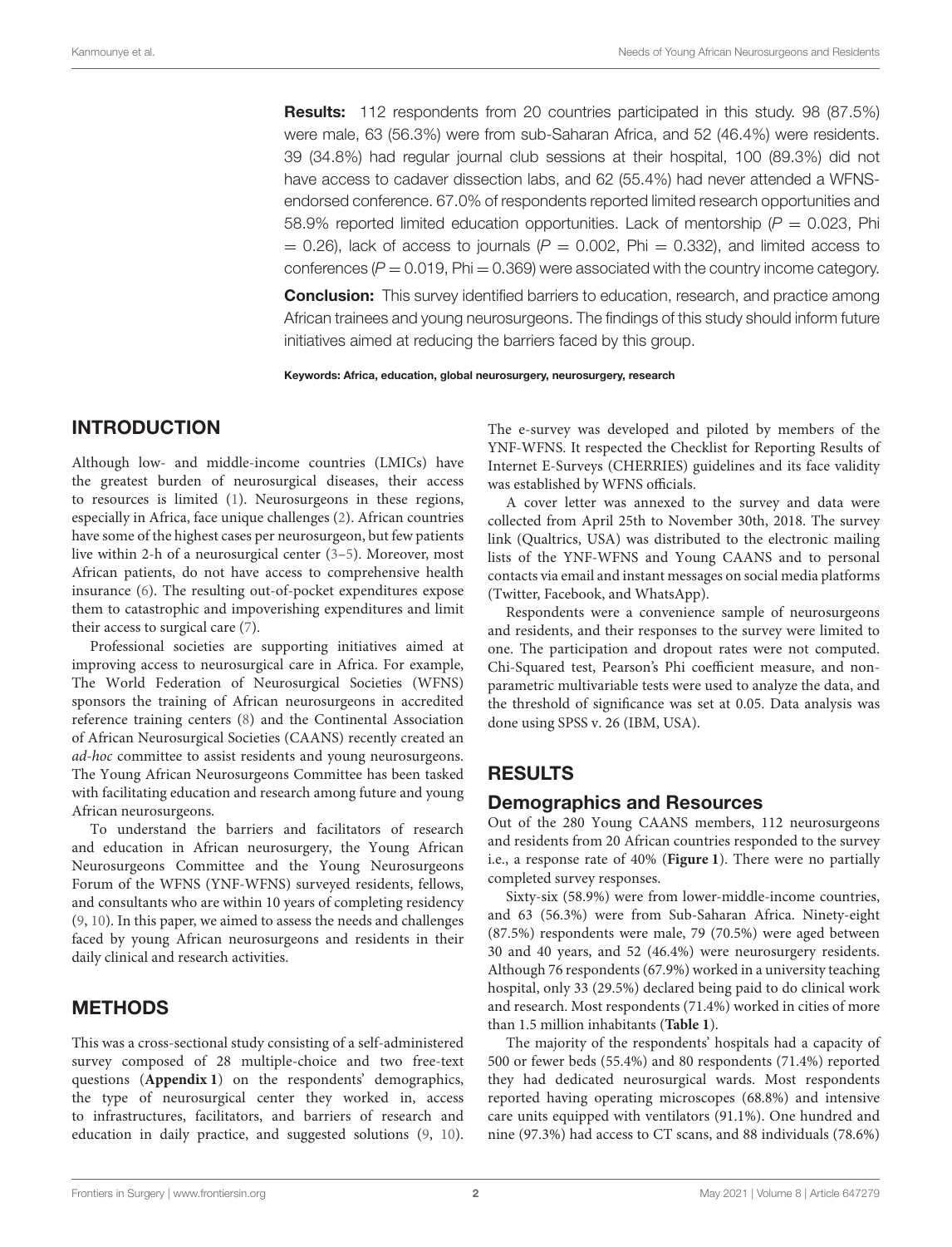**Results:** 112 respondents from 20 countries participated in this study. 98 (87.5%) were male, 63 (56.3%) were from sub-Saharan Africa, and 52 (46.4%) were residents. 39 (34.8%) had regular journal club sessions at their hospital, 100 (89.3%) did not have access to cadaver dissection labs, and 62 (55.4%) had never attended a WFNS-endorsed conference. 67.0% of respondents reported limited research opportunities and 58.9% reported limited education opportunities. Lack of mentorship ($P = 0.023$, Phi $= 0.26$), lack of access to journals ($P = 0.002$, Phi $= 0.332$), and limited access to conferences ($P = 0.019$, Phi $= 0.369$) were associated with the country income category.

**Conclusion:** This survey identified barriers to education, research, and practice among African trainees and young neurosurgeons. The findings of this study should inform future initiatives aimed at reducing the barriers faced by this group.

**Keywords: Africa, education, global neurosurgery, neurosurgery, research**

## INTRODUCTION

Although low- and middle-income countries (LMICs) have the greatest burden of neurosurgical diseases, their access to resources is limited (1). Neurosurgeons in these regions, especially in Africa, face unique challenges (2). African countries have some of the highest cases per neurosurgeon, but few patients live within 2-h of a neurosurgical center (3–5). Moreover, most African patients, do not have access to comprehensive health insurance (6). The resulting out-of-pocket expenditures expose them to catastrophic and impoverishing expenditures and limit their access to surgical care (7).

Professional societies are supporting initiatives aimed at improving access to neurosurgical care in Africa. For example, The World Federation of Neurosurgical Societies (WFNS) sponsors the training of African neurosurgeons in accredited reference training centers (8) and the Continental Association of African Neurosurgical Societies (CAANS) recently created an *ad-hoc* committee to assist residents and young neurosurgeons. The Young African Neurosurgeons Committee has been tasked with facilitating education and research among future and young African neurosurgeons.

To understand the barriers and facilitators of research and education in African neurosurgery, the Young African Neurosurgeons Committee and the Young Neurosurgeons Forum of the WFNS (YNF-WFNS) surveyed residents, fellows, and consultants who are within 10 years of completing residency (9, 10). In this paper, we aimed to assess the needs and challenges faced by young African neurosurgeons and residents in their daily clinical and research activities.

## METHODS

This was a cross-sectional study consisting of a self-administered survey composed of 28 multiple-choice and two free-text questions (**Appendix 1**) on the respondents' demographics, the type of neurosurgical center they worked in, access to infrastructures, facilitators, and barriers of research and education in daily practice, and suggested solutions (9, 10). The e-survey was developed and piloted by members of the YNF-WFNS. It respected the Checklist for Reporting Results of Internet E-Surveys (CHERRIES) guidelines and its face validity was established by WFNS officials.

A cover letter was annexed to the survey and data were collected from April 25th to November 30th, 2018. The survey link (Qualtrics, USA) was distributed to the electronic mailing lists of the YNF-WFNS and Young CAANS and to personal contacts via email and instant messages on social media platforms (Twitter, Facebook, and WhatsApp).

Respondents were a convenience sample of neurosurgeons and residents, and their responses to the survey were limited to one. The participation and dropout rates were not computed. Chi-Squared test, Pearson's Phi coefficient measure, and non-parametric multivariable tests were used to analyze the data, and the threshold of significance was set at 0.05. Data analysis was done using SPSS v. 26 (IBM, USA).

## RESULTS

### Demographics and Resources

Out of the 280 Young CAANS members, 112 neurosurgeons and residents from 20 African countries responded to the survey i.e., a response rate of 40% (**Figure 1**). There were no partially completed survey responses.

Sixty-six (58.9%) were from lower-middle-income countries, and 63 (56.3%) were from Sub-Saharan Africa. Ninety-eight (87.5%) respondents were male, 79 (70.5%) were aged between 30 and 40 years, and 52 (46.4%) were neurosurgery residents. Although 76 respondents (67.9%) worked in a university teaching hospital, only 33 (29.5%) declared being paid to do clinical work and research. Most respondents (71.4%) worked in cities of more than 1.5 million inhabitants (**Table 1**).

The majority of the respondents' hospitals had a capacity of 500 or fewer beds (55.4%) and 80 respondents (71.4%) reported they had dedicated neurosurgical wards. Most respondents reported having operating microscopes (68.8%) and intensive care units equipped with ventilators (91.1%). One hundred and nine (97.3%) had access to CT scans, and 88 individuals (78.6%)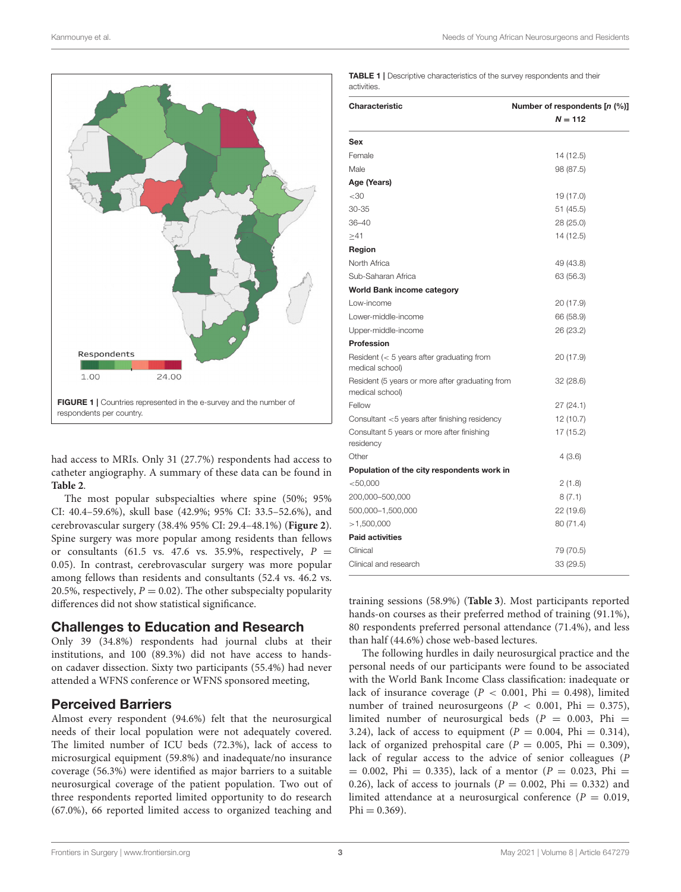FIGURE 1 | Countries represented in the e-survey and the number of respondents per country.

had access to MRIs. Only 31 (27.7%) respondents had access to catheter angiography. A summary of these data can be found in **Table 2**.

The most popular subspecialties where spine (50%; 95% CI: 40.4–59.6%), skull base (42.9%; 95% CI: 33.5–52.6%), and cerebrovascular surgery (38.4% 95% CI: 29.4–48.1%) (**Figure 2**). Spine surgery was more popular among residents than fellows or consultants (61.5 vs. 47.6 vs. 35.9%, respectively, $P$ = 0.05). In contrast, cerebrovascular surgery was more popular among fellows than residents and consultants (52.4 vs. 46.2 vs. 20.5%, respectively, $P = 0.02$). The other subspecialty popularity differences did not show statistical significance.

## Challenges to Education and Research

Only 39 (34.8%) respondents had journal clubs at their institutions, and 100 (89.3%) did not have access to hands-on cadaver dissection. Sixty two participants (55.4%) had never attended a WFNS conference or WFNS sponsored meeting,

## Perceived Barriers

Almost every respondent (94.6%) felt that the neurosurgical needs of their local population were not adequately covered. The limited number of ICU beds (72.3%), lack of access to microsurgical equipment (59.8%) and inadequate/no insurance coverage (56.3%) were identified as major barriers to a suitable neurosurgical coverage of the patient population. Two out of three respondents reported limited opportunity to do research (67.0%), 66 reported limited access to organized teaching and

**TABLE 1** | Descriptive characteristics of the survey respondents and their activities.

| Characteristic | Number of respondents [*n* (%)] *N* = 112 |
|---|---|
| **Sex** | |
| Female | 14 (12.5) |
| Male | 98 (87.5) |
| **Age (Years)** | |
| <30 | 19 (17.0) |
| 30-35 | 51 (45.5) |
| 36–40 | 28 (25.0) |
| ≥41 | 14 (12.5) |
| **Region** | |
| North Africa | 49 (43.8) |
| Sub-Saharan Africa | 63 (56.3) |
| **World Bank income category** | |
| Low-income | 20 (17.9) |
| Lower-middle-income | 66 (58.9) |
| Upper-middle-income | 26 (23.2) |
| **Profession** | |
| Resident (< 5 years after graduating from medical school) | 20 (17.9) |
| Resident (5 years or more after graduating from medical school) | 32 (28.6) |
| Fellow | 27 (24.1) |
| Consultant <5 years after finishing residency | 12 (10.7) |
| Consultant 5 years or more after finishing residency | 17 (15.2) |
| Other | 4 (3.6) |
| **Population of the city respondents work in** | |
| <50,000 | 2 (1.8) |
| 200,000–500,000 | 8 (7.1) |
| 500,000–1,500,000 | 22 (19.6) |
| >1,500,000 | 80 (71.4) |
| **Paid activities** | |
| Clinical | 79 (70.5) |
| Clinical and research | 33 (29.5) |

training sessions (58.9%) (**Table 3**). Most participants reported hands-on courses as their preferred method of training (91.1%), 80 respondents preferred personal attendance (71.4%), and less than half (44.6%) chose web-based lectures.

The following hurdles in daily neurosurgical practice and the personal needs of our participants were found to be associated with the World Bank Income Class classification: inadequate or lack of insurance coverage ($P < 0.001$, Phi = 0.498), limited number of trained neurosurgeons ($P < 0.001$, Phi = 0.375), limited number of neurosurgical beds ($P = 0.003$, Phi = 3.24), lack of access to equipment ($P = 0.004$, Phi = 0.314), lack of organized prehospital care ($P = 0.005$, Phi = 0.309), lack of regular access to the advice of senior colleagues ($P = 0.002$, Phi = 0.335), lack of a mentor ($P = 0.023$, Phi = 0.26), lack of access to journals ($P = 0.002$, Phi = 0.332) and limited attendance at a neurosurgical conference ($P = 0.019$, Phi = 0.369).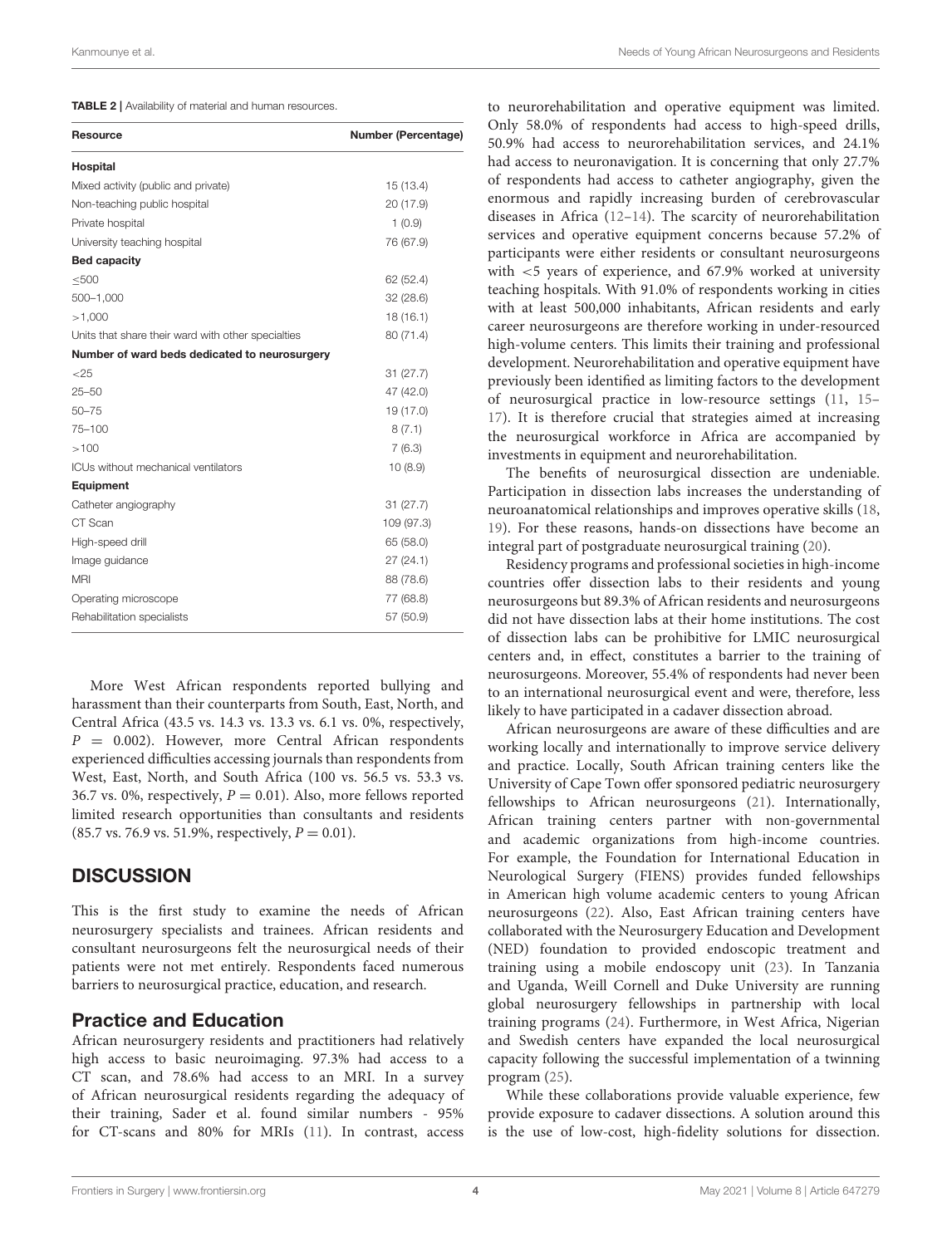**TABLE 2 |** Availability of material and human resources.

| Resource | Number (Percentage) |
|---|---|
| **Hospital** | |
| Mixed activity (public and private) | 15 (13.4) |
| Non-teaching public hospital | 20 (17.9) |
| Private hospital | 1 (0.9) |
| University teaching hospital | 76 (67.9) |
| **Bed capacity** | |
| ≤500 | 62 (52.4) |
| 500–1,000 | 32 (28.6) |
| >1,000 | 18 (16.1) |
| Units that share their ward with other specialties | 80 (71.4) |
| **Number of ward beds dedicated to neurosurgery** | |
| <25 | 31 (27.7) |
| 25–50 | 47 (42.0) |
| 50–75 | 19 (17.0) |
| 75–100 | 8 (7.1) |
| >100 | 7 (6.3) |
| ICUs without mechanical ventilators | 10 (8.9) |
| **Equipment** | |
| Catheter angiography | 31 (27.7) |
| CT Scan | 109 (97.3) |
| High-speed drill | 65 (58.0) |
| Image guidance | 27 (24.1) |
| MRI | 88 (78.6) |
| Operating microscope | 77 (68.8) |
| Rehabilitation specialists | 57 (50.9) |

More West African respondents reported bullying and harassment than their counterparts from South, East, North, and Central Africa (43.5 vs. 14.3 vs. 13.3 vs. 6.1 vs. 0%, respectively, $P = 0.002$). However, more Central African respondents experienced difficulties accessing journals than respondents from West, East, North, and South Africa (100 vs. 56.5 vs. 53.3 vs. 36.7 vs. 0%, respectively, $P = 0.01$). Also, more fellows reported limited research opportunities than consultants and residents (85.7 vs. 76.9 vs. 51.9%, respectively, $P = 0.01$).

## DISCUSSION

This is the first study to examine the needs of African neurosurgery specialists and trainees. African residents and consultant neurosurgeons felt the neurosurgical needs of their patients were not met entirely. Respondents faced numerous barriers to neurosurgical practice, education, and research.

### Practice and Education

African neurosurgery residents and practitioners had relatively high access to basic neuroimaging. 97.3% had access to a CT scan, and 78.6% had access to an MRI. In a survey of African neurosurgical residents regarding the adequacy of their training, Sader et al. found similar numbers - 95% for CT-scans and 80% for MRIs (11). In contrast, access to neurorehabilitation and operative equipment was limited. Only 58.0% of respondents had access to high-speed drills, 50.9% had access to neurorehabilitation services, and 24.1% had access to neuronavigation. It is concerning that only 27.7% of respondents had access to catheter angiography, given the enormous and rapidly increasing burden of cerebrovascular diseases in Africa (12–14). The scarcity of neurorehabilitation services and operative equipment concerns because 57.2% of participants were either residents or consultant neurosurgeons with <5 years of experience, and 67.9% worked at university teaching hospitals. With 91.0% of respondents working in cities with at least 500,000 inhabitants, African residents and early career neurosurgeons are therefore working in under-resourced high-volume centers. This limits their training and professional development. Neurorehabilitation and operative equipment have previously been identified as limiting factors to the development of neurosurgical practice in low-resource settings (11, 15–17). It is therefore crucial that strategies aimed at increasing the neurosurgical workforce in Africa are accompanied by investments in equipment and neurorehabilitation.

The benefits of neurosurgical dissection are undeniable. Participation in dissection labs increases the understanding of neuroanatomical relationships and improves operative skills (18, 19). For these reasons, hands-on dissections have become an integral part of postgraduate neurosurgical training (20).

Residency programs and professional societies in high-income countries offer dissection labs to their residents and young neurosurgeons but 89.3% of African residents and neurosurgeons did not have dissection labs at their home institutions. The cost of dissection labs can be prohibitive for LMIC neurosurgical centers and, in effect, constitutes a barrier to the training of neurosurgeons. Moreover, 55.4% of respondents had never been to an international neurosurgical event and were, therefore, less likely to have participated in a cadaver dissection abroad.

African neurosurgeons are aware of these difficulties and are working locally and internationally to improve service delivery and practice. Locally, South African training centers like the University of Cape Town offer sponsored pediatric neurosurgery fellowships to African neurosurgeons (21). Internationally, African training centers partner with non-governmental and academic organizations from high-income countries. For example, the Foundation for International Education in Neurological Surgery (FIENS) provides funded fellowships in American high volume academic centers to young African neurosurgeons (22). Also, East African training centers have collaborated with the Neurosurgery Education and Development (NED) foundation to provided endoscopic treatment and training using a mobile endoscopy unit (23). In Tanzania and Uganda, Weill Cornell and Duke University are running global neurosurgery fellowships in partnership with local training programs (24). Furthermore, in West Africa, Nigerian and Swedish centers have expanded the local neurosurgical capacity following the successful implementation of a twinning program (25).

While these collaborations provide valuable experience, few provide exposure to cadaver dissections. A solution around this is the use of low-cost, high-fidelity solutions for dissection.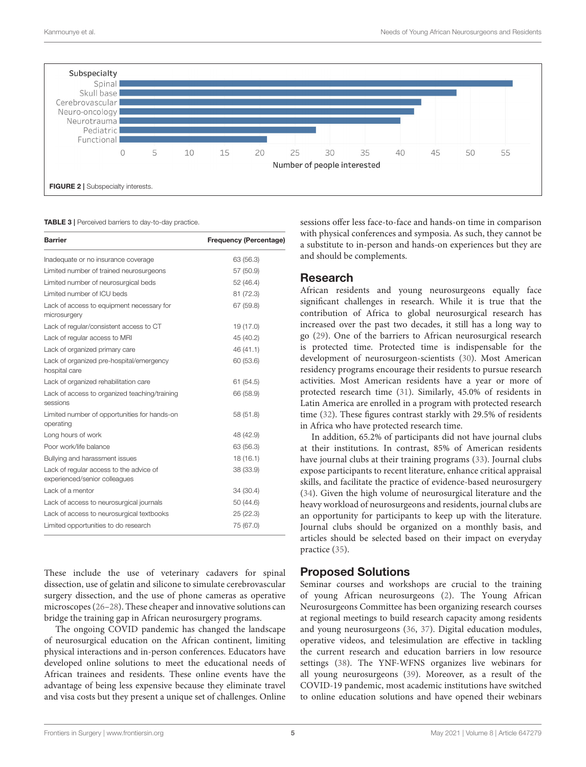Subspecialty

| Subspecialty | Number of people interested |
|---|---|
| Spinal | ~56 |
| Skull base | ~48 |
| Cerebrovascular | ~43 |
| Neuro-oncology | ~42 |
| Neurotrauma | ~40 |
| Pediatric | ~28 |
| Functional | ~21 |

**FIGURE 2** | Subspecialty interests.

**TABLE 3** | Perceived barriers to day-to-day practice.

| Barrier | Frequency (Percentage) |
|---|---|
| Inadequate or no insurance coverage | 63 (56.3) |
| Limited number of trained neurosurgeons | 57 (50.9) |
| Limited number of neurosurgical beds | 52 (46.4) |
| Limited number of ICU beds | 81 (72.3) |
| Lack of access to equipment necessary for microsurgery | 67 (59.8) |
| Lack of regular/consistent access to CT | 19 (17.0) |
| Lack of regular access to MRI | 45 (40.2) |
| Lack of organized primary care | 46 (41.1) |
| Lack of organized pre-hospital/emergency hospital care | 60 (53.6) |
| Lack of organized rehabilitation care | 61 (54.5) |
| Lack of access to organized teaching/training sessions | 66 (58.9) |
| Limited number of opportunities for hands-on operating | 58 (51.8) |
| Long hours of work | 48 (42.9) |
| Poor work/life balance | 63 (56.3) |
| Bullying and harassment issues | 18 (16.1) |
| Lack of regular access to the advice of experienced/senior colleagues | 38 (33.9) |
| Lack of a mentor | 34 (30.4) |
| Lack of access to neurosurgical journals | 50 (44.6) |
| Lack of access to neurosurgical textbooks | 25 (22.3) |
| Limited opportunities to do research | 75 (67.0) |

These include the use of veterinary cadavers for spinal dissection, use of gelatin and silicone to simulate cerebrovascular surgery dissection, and the use of phone cameras as operative microscopes (26–28). These cheaper and innovative solutions can bridge the training gap in African neurosurgery programs.

The ongoing COVID pandemic has changed the landscape of neurosurgical education on the African continent, limiting physical interactions and in-person conferences. Educators have developed online solutions to meet the educational needs of African trainees and residents. These online events have the advantage of being less expensive because they eliminate travel and visa costs but they present a unique set of challenges. Online sessions offer less face-to-face and hands-on time in comparison with physical conferences and symposia. As such, they cannot be a substitute to in-person and hands-on experiences but they are and should be complements.

## Research

African residents and young neurosurgeons equally face significant challenges in research. While it is true that the contribution of Africa to global neurosurgical research has increased over the past two decades, it still has a long way to go (29). One of the barriers to African neurosurgical research is protected time. Protected time is indispensable for the development of neurosurgeon-scientists (30). Most American residency programs encourage their residents to pursue research activities. Most American residents have a year or more of protected research time (31). Similarly, 45.0% of residents in Latin America are enrolled in a program with protected research time (32). These figures contrast starkly with 29.5% of residents in Africa who have protected research time.

In addition, 65.2% of participants did not have journal clubs at their institutions. In contrast, 85% of American residents have journal clubs at their training programs (33). Journal clubs expose participants to recent literature, enhance critical appraisal skills, and facilitate the practice of evidence-based neurosurgery (34). Given the high volume of neurosurgical literature and the heavy workload of neurosurgeons and residents, journal clubs are an opportunity for participants to keep up with the literature. Journal clubs should be organized on a monthly basis, and articles should be selected based on their impact on everyday practice (35).

## Proposed Solutions

Seminar courses and workshops are crucial to the training of young African neurosurgeons (2). The Young African Neurosurgeons Committee has been organizing research courses at regional meetings to build research capacity among residents and young neurosurgeons (36, 37). Digital education modules, operative videos, and telesimulation are effective in tackling the current research and education barriers in low resource settings (38). The YNF-WFNS organizes live webinars for all young neurosurgeons (39). Moreover, as a result of the COVID-19 pandemic, most academic institutions have switched to online education solutions and have opened their webinars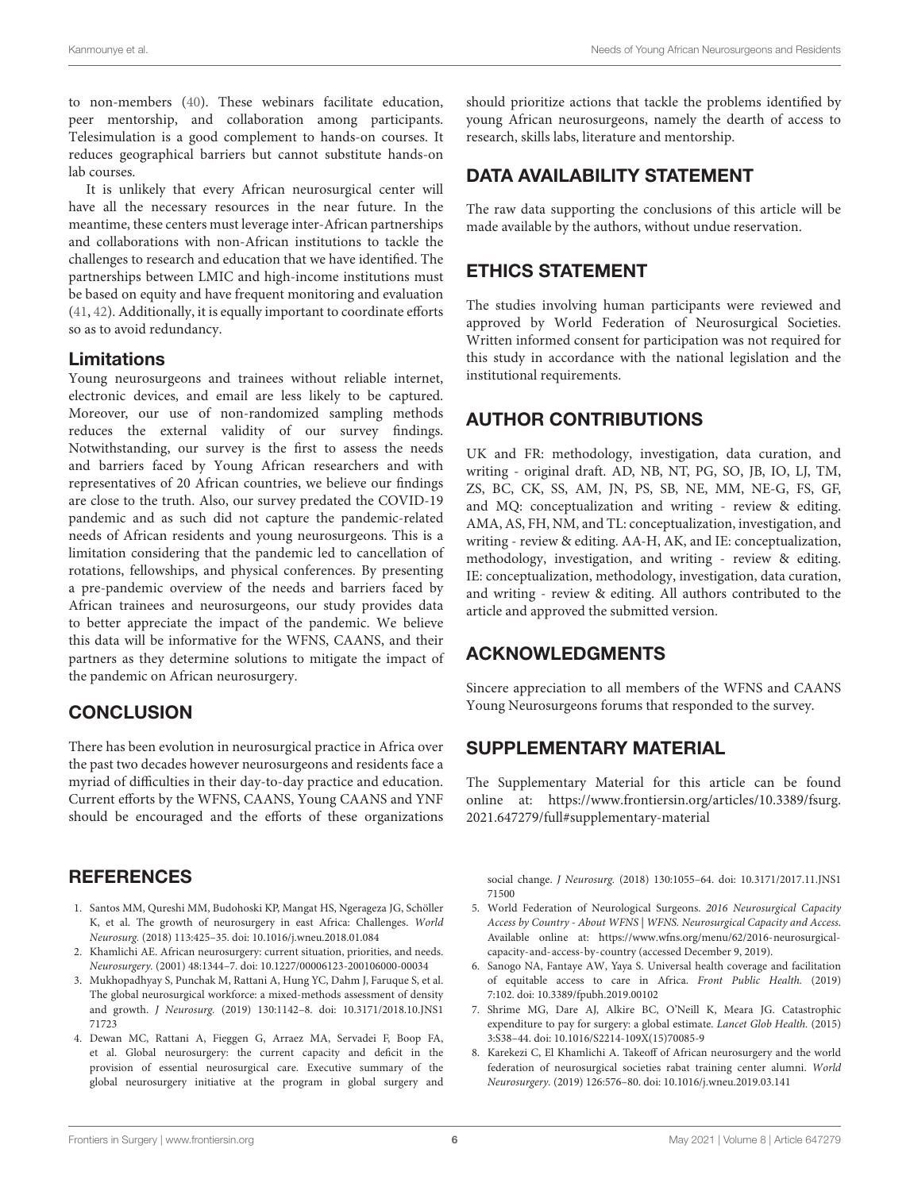to non-members (40). These webinars facilitate education, peer mentorship, and collaboration among participants. Telesimulation is a good complement to hands-on courses. It reduces geographical barriers but cannot substitute hands-on lab courses.

It is unlikely that every African neurosurgical center will have all the necessary resources in the near future. In the meantime, these centers must leverage inter-African partnerships and collaborations with non-African institutions to tackle the challenges to research and education that we have identified. The partnerships between LMIC and high-income institutions must be based on equity and have frequent monitoring and evaluation (41, 42). Additionally, it is equally important to coordinate efforts so as to avoid redundancy.

### Limitations

Young neurosurgeons and trainees without reliable internet, electronic devices, and email are less likely to be captured. Moreover, our use of non-randomized sampling methods reduces the external validity of our survey findings. Notwithstanding, our survey is the first to assess the needs and barriers faced by Young African researchers and with representatives of 20 African countries, we believe our findings are close to the truth. Also, our survey predated the COVID-19 pandemic and as such did not capture the pandemic-related needs of African residents and young neurosurgeons. This is a limitation considering that the pandemic led to cancellation of rotations, fellowships, and physical conferences. By presenting a pre-pandemic overview of the needs and barriers faced by African trainees and neurosurgeons, our study provides data to better appreciate the impact of the pandemic. We believe this data will be informative for the WFNS, CAANS, and their partners as they determine solutions to mitigate the impact of the pandemic on African neurosurgery.

## CONCLUSION

There has been evolution in neurosurgical practice in Africa over the past two decades however neurosurgeons and residents face a myriad of difficulties in their day-to-day practice and education. Current efforts by the WFNS, CAANS, Young CAANS and YNF should be encouraged and the efforts of these organizations should prioritize actions that tackle the problems identified by young African neurosurgeons, namely the dearth of access to research, skills labs, literature and mentorship.

## DATA AVAILABILITY STATEMENT

The raw data supporting the conclusions of this article will be made available by the authors, without undue reservation.

## ETHICS STATEMENT

The studies involving human participants were reviewed and approved by World Federation of Neurosurgical Societies. Written informed consent for participation was not required for this study in accordance with the national legislation and the institutional requirements.

## AUTHOR CONTRIBUTIONS

UK and FR: methodology, investigation, data curation, and writing - original draft. AD, NB, NT, PG, SO, JB, IO, LJ, TM, ZS, BC, CK, SS, AM, JN, PS, SB, NE, MM, NE-G, FS, GF, and MQ: conceptualization and writing - review & editing. AMA, AS, FH, NM, and TL: conceptualization, investigation, and writing - review & editing. AA-H, AK, and IE: conceptualization, methodology, investigation, and writing - review & editing. IE: conceptualization, methodology, investigation, data curation, and writing - review & editing. All authors contributed to the article and approved the submitted version.

## ACKNOWLEDGMENTS

Sincere appreciation to all members of the WFNS and CAANS Young Neurosurgeons forums that responded to the survey.

## SUPPLEMENTARY MATERIAL

The Supplementary Material for this article can be found online at: https://www.frontiersin.org/articles/10.3389/fsurg.2021.647279/full#supplementary-material

## REFERENCES

1. Santos MM, Qureshi MM, Budohoski KP, Mangat HS, Ngerageza JG, Schöller K, et al. The growth of neurosurgery in east Africa: Challenges. *World Neurosurg.* (2018) 113:425–35. doi: 10.1016/j.wneu.2018.01.084
2. Khamlichi AE. African neurosurgery: current situation, priorities, and needs. *Neurosurgery.* (2001) 48:1344–7. doi: 10.1227/00006123-200106000-00034
3. Mukhopadhyay S, Punchak M, Rattani A, Hung YC, Dahm J, Faruque S, et al. The global neurosurgical workforce: a mixed-methods assessment of density and growth. *J Neurosurg.* (2019) 130:1142–8. doi: 10.3171/2018.10.JNS171723
4. Dewan MC, Rattani A, Fieggen G, Arraez MA, Servadei F, Boop FA, et al. Global neurosurgery: the current capacity and deficit in the provision of essential neurosurgical care. Executive summary of the global neurosurgery initiative at the program in global surgery and social change. *J Neurosurg.* (2018) 130:1055–64. doi: 10.3171/2017.11.JNS171500
5. World Federation of Neurological Surgeons. *2016 Neurosurgical Capacity Access by Country - About WFNS | WFNS. Neurosurgical Capacity and Access.* Available online at: https://www.wfns.org/menu/62/2016-neurosurgical-capacity-and-access-by-country (accessed December 9, 2019).
6. Sanogo NA, Fantaye AW, Yaya S. Universal health coverage and facilitation of equitable access to care in Africa. *Front Public Health.* (2019) 7:102. doi: 10.3389/fpubh.2019.00102
7. Shrime MG, Dare AJ, Alkire BC, O'Neill K, Meara JG. Catastrophic expenditure to pay for surgery: a global estimate. *Lancet Glob Health.* (2015) 3:S38–44. doi: 10.1016/S2214-109X(15)70085-9
8. Karekezi C, El Khamlichi A. Takeoff of African neurosurgery and the world federation of neurosurgical societies rabat training center alumni. *World Neurosurgery.* (2019) 126:576–80. doi: 10.1016/j.wneu.2019.03.141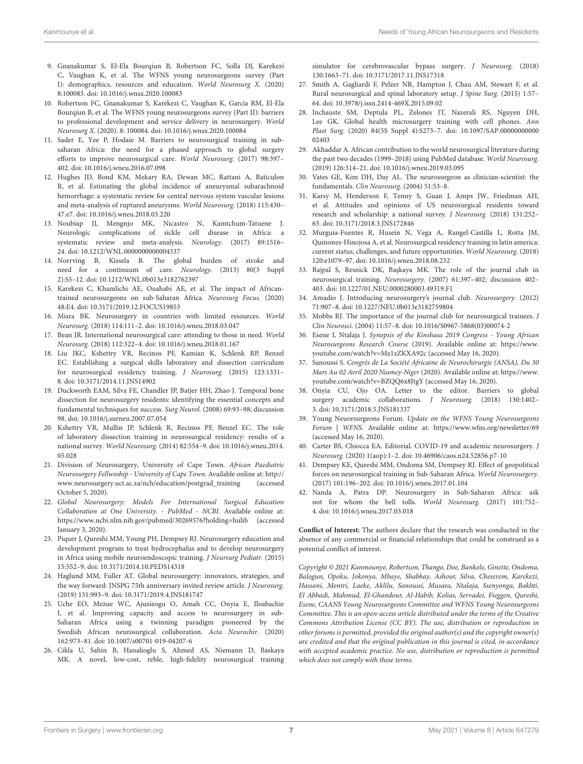9. Gnanakumar S, El-Ela Bourqiun B, Robertson FC, Solla DJ, Karekezi C, Vaughan K, et al. The WFNS young neurosurgeons survey (Part I): demographics, resources and education. *World Neurosurg X*. (2020) 8:100083. doi: 10.1016/j.wnsx.2020.100083
10. Robertson FC, Gnanakumar S, Karekezi C, Vaughan K, Garcia RM, El-Ela Bourqiun B, et al. The WFNS young neurosurgeons survey (Part II): barriers to professional development and service delivery in neurosurgery. *World Neurosurg X*. (2020). 8: 100084. doi: 10.1016/j.wnsx.2020.100084
11. Sader E, Yee P, Hodaie M. Barriers to neurosurgical training in sub-saharan Africa: the need for a phased approach to global surgery efforts to improve neurosurgical care. *World Neurosurg.* (2017) 98:397–402. doi: 10.1016/j.wneu.2016.07.098
12. Hughes JD, Bond KM, Mekary RA, Dewan MC, Rattani A, Baticulon R, et al. Estimating the global incidence of aneurysmal subarachnoid hemorrhage: a systematic review for central nervous system vascular lesions and meta-analysis of ruptured aneurysms. *World Neurosurg.* (2018) 115:430–47.e7. doi: 10.1016/j.wneu.2018.03.220
13. Noubiap JJ, Mengnjo MK, Nicastro N, Kamtchum-Tatuene J. Neurologic complications of sickle cell disease in Africa: a systematic review and meta-analysis. *Neurology.* (2017) 89:1516–24. doi: 10.1212/WNL.0000000000004537
14. Norrving B, Kissela B. The global burden of stroke and need for a continuum of care. *Neurology.* (2013) 80(3 Suppl 2):S5–12. doi: 10.1212/WNL.0b013e3182762397
15. Karekezi C, Khamlichi AE, Ouahabi AE, et al. The impact of African-trained neurosurgeons on sub-Saharan Africa. *Neurosurg Focus.* (2020) 48:E4. doi: 10.3171/2019.12.FOCUS19853
16. Misra BK. Neurosurgery in countries with limited resources. *World Neurosurg.* (2018) 114:111–2. doi: 10.1016/j.wneu.2018.03.047
17. Bean JR. International neurosurgical care: attending to those in need. *World Neurosurg.* (2018) 112:322–4. doi: 10.1016/j.wneu.2018.01.167
18. Liu JKC, Kshettry VR, Recinos PF, Kamian K, Schlenk RP, Benzel EC. Establishing a surgical skills laboratory and dissection curriculum for neurosurgical residency training. *J Neurosurg.* (2015) 123:1331–8. doi: 10.3171/2014.11.JNS14902
19. Duckworth EAM, Silva FE, Chandler JP, Batjer HH, Zhao J. Temporal bone dissection for neurosurgery residents: identifying the essential concepts and fundamental techniques for success. *Surg Neurol.* (2008) 69:93–98; discussion 98. doi: 10.1016/j.surneu.2007.07.054
20. Kshettry VR, Mullin JP, Schlenk R, Recinos PF, Benzel EC. The role of laboratory dissection training in neurosurgical residency: results of a national survey. *World Neurosurg.* (2014) 82:554–9. doi: 10.1016/j.wneu.2014.05.028
21. Division of Neurosurgery, University of Cape Town. *African Paediatric Neurosurgery Fellwoship - University of Cape Town*. Available online at: http://www.neurosurgery.uct.ac.za/nch/education/postgrad_training (accessed October 5, 2020).
22. *Global Neurosurgery: Models For International Surgical Education Collaboration at One University. - PubMed - NCBI*. Available online at: https://www.ncbi.nlm.nih.gov/pubmed/30269576?holding=hulib (accessed January 3, 2020).
23. Piquer J, Qureshi MM, Young PH, Dempsey RJ. Neurosurgery education and development program to treat hydrocephalus and to develop neurosurgery in Africa using mobile neuroendoscopic training. *J Neursurg Pediatr.* (2015) 15:552–9. doi: 10.3171/2014.10.PEDS14318
24. Haglund MM, Fuller AT. Global neurosurgery: innovators, strategies, and the way forward: JNSPG 75th anniversary invited review article. *J Neurosurg.* (2019) 131:993–9. doi: 10.3171/2019.4.JNS181747
25. Uche EO, Mezue WC, Ajuzieogu O, Amah CC, Onyia E, Iloabachie I, et al. Improving capacity and access to neurosurgery in sub-Saharan Africa using a twinning paradigm pioneered by the Swedish African neurosurgical collaboration. *Acta Neurochir.* (2020) 162:973–81. doi: 10.1007/s00701-019-04207-6
26. Cikla U, Sahin B, Hanalioglu S, Ahmed AS, Niemann D, Baskaya MK. A novel, low-cost, reble, high-fidelity neurosurgical training simulator for cerebrovascular bypass surgery. *J Neurosurg.* (2018) 130:1663–71. doi: 10.3171/2017.11.JNS17318
27. Smith A, Gagliardi F, Pelzer NR, Hampton J, Chau AM, Stewart F, et al. Rural neurosurgical and spinal laboratory setup. *J Spine Surg.* (2015) 1:57–64. doi: 10.3978/j.issn.2414-469X.2015.09.02
28. Inchauste SM, Deptula PL, Zelones JT, Nazerali RS, Nguyen DH, Lee GK. Global health microsurgery training with cell phones. *Ann Plast Surg.* (2020) 84(5S Suppl 4):S273–7. doi: 10.1097/SAP.0000000000002403
29. Akhaddar A. African contribution to the world neurosurgical literature during the past two decades (1999–2018) using PubMed database. *World Neurosurg.* (2019) 126:314–21. doi: 10.1016/j.wneu.2019.03.095
30. Vates GE, Kim DH, Day AL. The neurosurgeon as clinician-scientist: the fundamentals. *Clin Neurosurg.* (2004) 51:53–8.
31. Karsy M, Henderson F, Tenny S, Guan J, Amps JW, Friedman AH, et al. Attitudes and opinions of US neurosurgical residents toward research and scholarship: a national survey. *J Neurosurg.* (2018) 131:252–63. doi: 10.3171/2018.3.JNS172846
32. Murguia-Fuentes R, Husein N, Vega A, Rangel-Castilla L, Rotta JM, Quinones-Hinojosa A, et al. Neurosurgical residency training in latin america: current status, challenges, and future opportunities. *World Neurosurg.* (2018) 120:e1079–97. doi: 10.1016/j.wneu.2018.08.232
33. Rajpal S, Resnick DK, Başkaya MK. The role of the journal club in neurosurgical training. *Neurosurgery.* (2007) 61:397–402; discussion 402–403. doi: 10.1227/01.NEU.0000280003.49319.F1
34. Amadio J. Introducing neurosurgery's journal club. *Neurosurgery.* (2012) 71:907–8. doi: 10.1227/NEU.0b013e3182759804
35. Mobbs RJ. The importance of the journal club for neurosurgical trainees. *J Clin Neurosci.* (2004) 11:57–8. doi: 10.1016/S0967-5868(03)00074-2
36. Esene I, Ntalaja J. *Synopsis of the Kinshasa 2019 Congress - Young African Neurosurgeons Research Course* (2019). Available online at: https://www.youtube.com/watch?v=Mz1zZKXA92c (accessed May 16, 2020).
37. Sanoussi S. *Congrès de La Société Africaine de Neurochirurgie (ANSA), Du 30 Mars Au 02 Avril 2020 Niamey-Niger* (2020). Available online at: https://www.youtube.com/watch?v=BZQQ6x8JtgY (accessed May 16, 2020).
38. Onyia CU, Ojo OA. Letter to the editor. Barriers to global surgery academic collaborations. *J Neurosurg.* (2018) 130:1402–3. doi: 10.3171/2018.5.JNS181337
39. Young Neuorsurgeons Forum. *Update on the WFNS Young Neurosurgeons Forum | WFNS*. Available online at: https://www.wfns.org/newsletter/69 (accessed May 16, 2020).
40. Carter BS, Chiocca EA. Editorial. COVID-19 and academic neurosurgery. *J Neurosurg.* (2020) 1(aop):1–2. doi: 10.46906/caos.n24.52856.p7-10
41. Dempsey KE, Qureshi MM, Ondoma SM, Dempsey RJ. Effect of geopolitical forces on neurosurgical training in Sub-Saharan Africa. *World Neurosurgery.* (2017) 101:196–202. doi: 10.1016/j.wneu.2017.01.104
42. Nanda A, Patra DP. Neurosurgery in Sub-Saharan Africa: ask not for whom the bell tolls. *World Neurosurg.* (2017) 101:752–4. doi: 10.1016/j.wneu.2017.03.018

**Conflict of Interest:** The authors declare that the research was conducted in the absence of any commercial or financial relationships that could be construed as a potential conflict of interest.

*Copyright © 2021 Kanmounye, Robertson, Thango, Doe, Bankole, Ginette, Ondoma, Balogun, Opoku, Jokonya, Mbaye, Shabhay, Ashour, Silva, Cheserem, Karekezi, Hassani, Mentri, Laeke, Aklilu, Sanoussi, Musara, Ntalaja, Ssenyonga, Bakhti, El Abbadi, Mahmud, El-Ghandour, Al-Habib, Kolias, Servadei, Fieggen, Qureshi, Esene, CAANS Young Neurosurgeons Committee and WFNS Young Neurosurgeons Committee. This is an open-access article distributed under the terms of the Creative Commons Attribution License (CC BY). The use, distribution or reproduction in other forums is permitted, provided the original author(s) and the copyright owner(s) are credited and that the original publication in this journal is cited, in accordance with accepted academic practice. No use, distribution or reproduction is permitted which does not comply with these terms.*